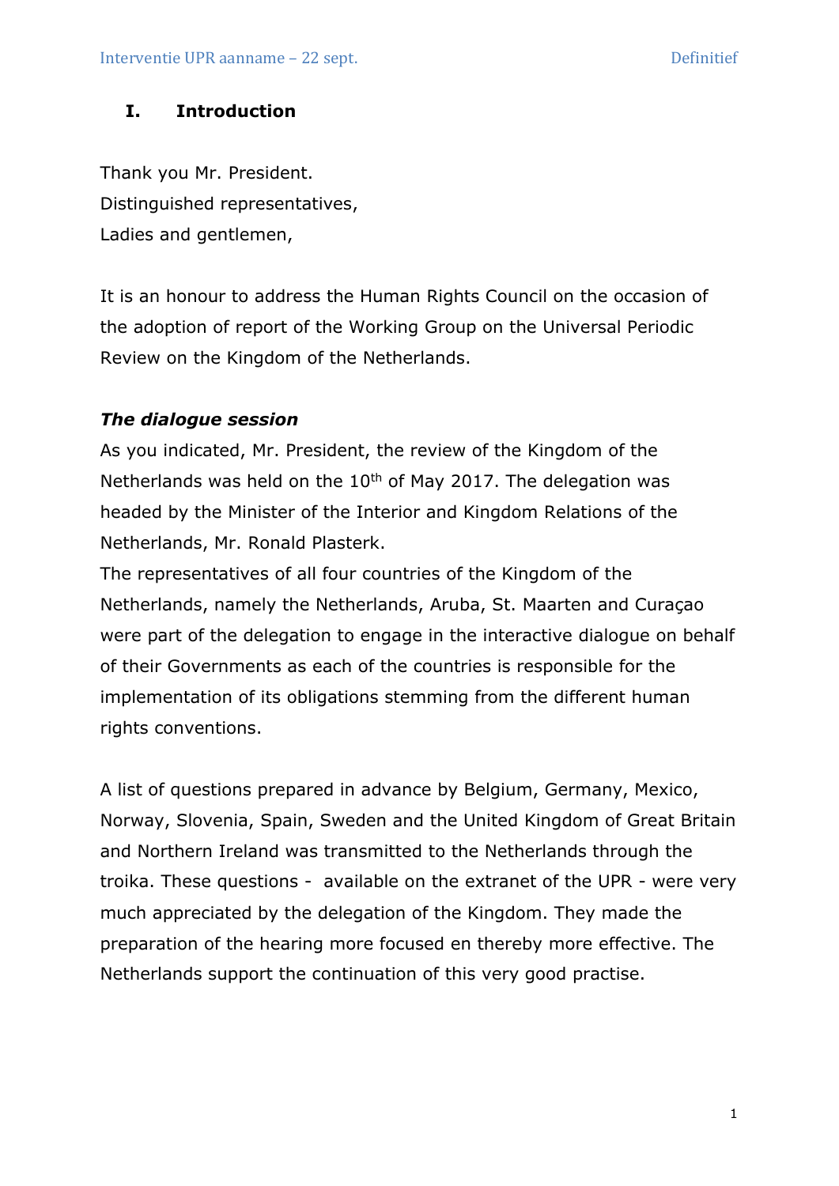## I. Introduction

Thank you Mr. President.
Distinguished representatives,
Ladies and gentlemen,

It is an honour to address the Human Rights Council on the occasion of the adoption of report of the Working Group on the Universal Periodic Review on the Kingdom of the Netherlands.

***The dialogue session***

As you indicated, Mr. President, the review of the Kingdom of the Netherlands was held on the 10th of May 2017. The delegation was headed by the Minister of the Interior and Kingdom Relations of the Netherlands, Mr. Ronald Plasterk.

The representatives of all four countries of the Kingdom of the Netherlands, namely the Netherlands, Aruba, St. Maarten and Curaçao were part of the delegation to engage in the interactive dialogue on behalf of their Governments as each of the countries is responsible for the implementation of its obligations stemming from the different human rights conventions.

A list of questions prepared in advance by Belgium, Germany, Mexico, Norway, Slovenia, Spain, Sweden and the United Kingdom of Great Britain and Northern Ireland was transmitted to the Netherlands through the troika. These questions - available on the extranet of the UPR - were very much appreciated by the delegation of the Kingdom. They made the preparation of the hearing more focused en thereby more effective. The Netherlands support the continuation of this very good practise.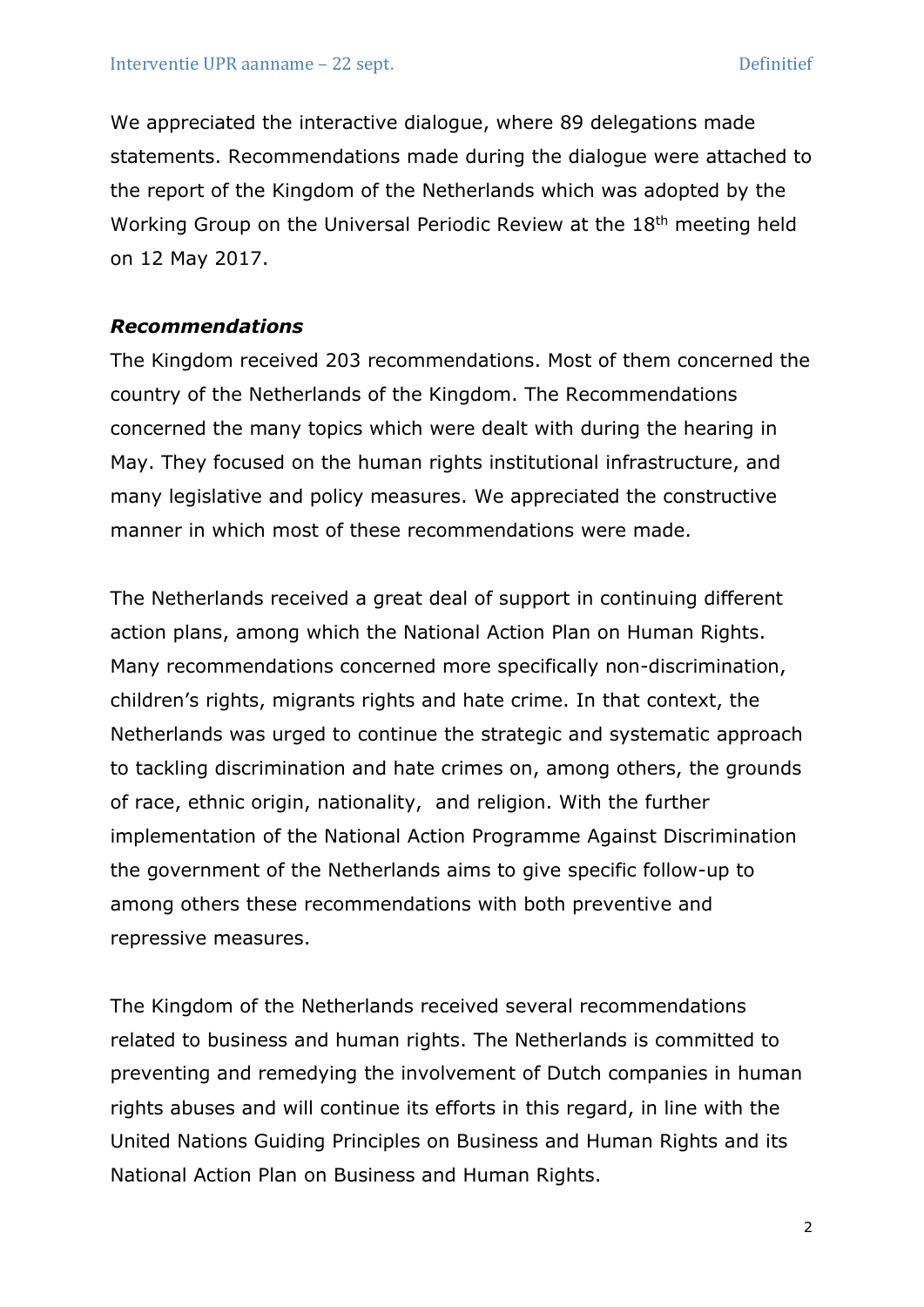We appreciated the interactive dialogue, where 89 delegations made statements. Recommendations made during the dialogue were attached to the report of the Kingdom of the Netherlands which was adopted by the Working Group on the Universal Periodic Review at the 18th meeting held on 12 May 2017.

***Recommendations***

The Kingdom received 203 recommendations. Most of them concerned the country of the Netherlands of the Kingdom. The Recommendations concerned the many topics which were dealt with during the hearing in May. They focused on the human rights institutional infrastructure, and many legislative and policy measures. We appreciated the constructive manner in which most of these recommendations were made.

The Netherlands received a great deal of support in continuing different action plans, among which the National Action Plan on Human Rights. Many recommendations concerned more specifically non-discrimination, children's rights, migrants rights and hate crime. In that context, the Netherlands was urged to continue the strategic and systematic approach to tackling discrimination and hate crimes on, among others, the grounds of race, ethnic origin, nationality, and religion. With the further implementation of the National Action Programme Against Discrimination the government of the Netherlands aims to give specific follow-up to among others these recommendations with both preventive and repressive measures.

The Kingdom of the Netherlands received several recommendations related to business and human rights. The Netherlands is committed to preventing and remedying the involvement of Dutch companies in human rights abuses and will continue its efforts in this regard, in line with the United Nations Guiding Principles on Business and Human Rights and its National Action Plan on Business and Human Rights.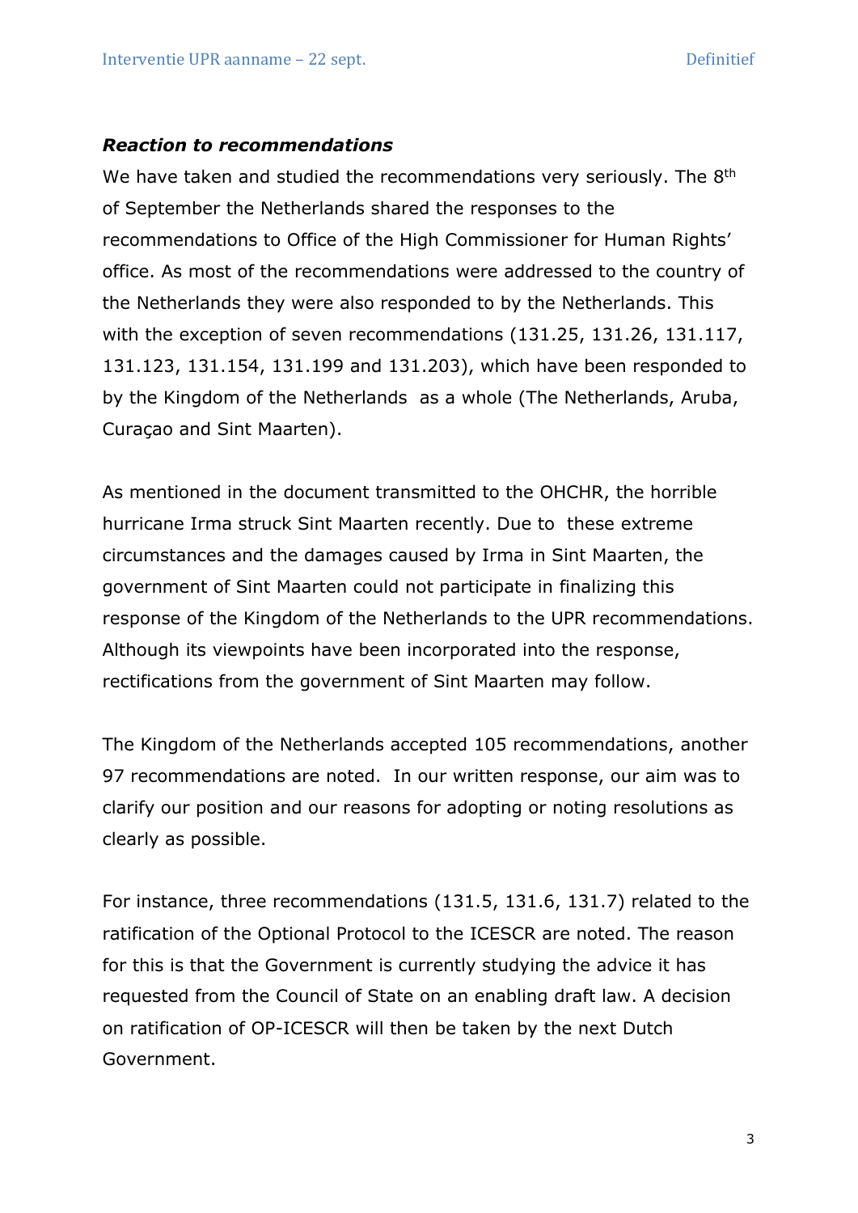***Reaction to recommendations***

We have taken and studied the recommendations very seriously. The 8th of September the Netherlands shared the responses to the recommendations to Office of the High Commissioner for Human Rights' office. As most of the recommendations were addressed to the country of the Netherlands they were also responded to by the Netherlands. This with the exception of seven recommendations (131.25, 131.26, 131.117, 131.123, 131.154, 131.199 and 131.203), which have been responded to by the Kingdom of the Netherlands as a whole (The Netherlands, Aruba, Curaçao and Sint Maarten).

As mentioned in the document transmitted to the OHCHR, the horrible hurricane Irma struck Sint Maarten recently. Due to these extreme circumstances and the damages caused by Irma in Sint Maarten, the government of Sint Maarten could not participate in finalizing this response of the Kingdom of the Netherlands to the UPR recommendations. Although its viewpoints have been incorporated into the response, rectifications from the government of Sint Maarten may follow.

The Kingdom of the Netherlands accepted 105 recommendations, another 97 recommendations are noted. In our written response, our aim was to clarify our position and our reasons for adopting or noting resolutions as clearly as possible.

For instance, three recommendations (131.5, 131.6, 131.7) related to the ratification of the Optional Protocol to the ICESCR are noted. The reason for this is that the Government is currently studying the advice it has requested from the Council of State on an enabling draft law. A decision on ratification of OP-ICESCR will then be taken by the next Dutch Government.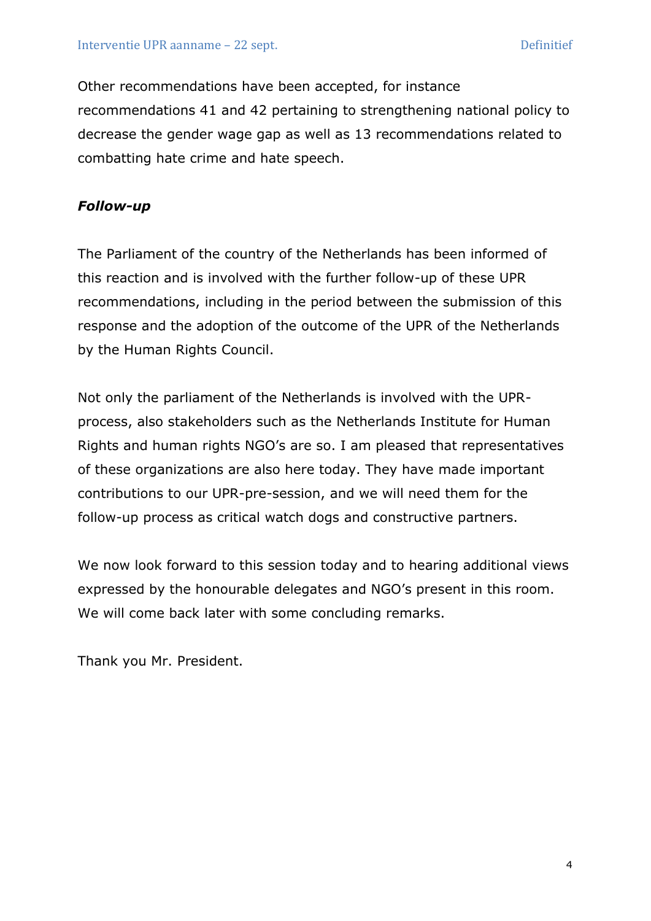Other recommendations have been accepted, for instance recommendations 41 and 42 pertaining to strengthening national policy to decrease the gender wage gap as well as 13 recommendations related to combatting hate crime and hate speech.

***Follow-up***

The Parliament of the country of the Netherlands has been informed of this reaction and is involved with the further follow-up of these UPR recommendations, including in the period between the submission of this response and the adoption of the outcome of the UPR of the Netherlands by the Human Rights Council.

Not only the parliament of the Netherlands is involved with the UPR-process, also stakeholders such as the Netherlands Institute for Human Rights and human rights NGO's are so. I am pleased that representatives of these organizations are also here today. They have made important contributions to our UPR-pre-session, and we will need them for the follow-up process as critical watch dogs and constructive partners.

We now look forward to this session today and to hearing additional views expressed by the honourable delegates and NGO's present in this room. We will come back later with some concluding remarks.

Thank you Mr. President.